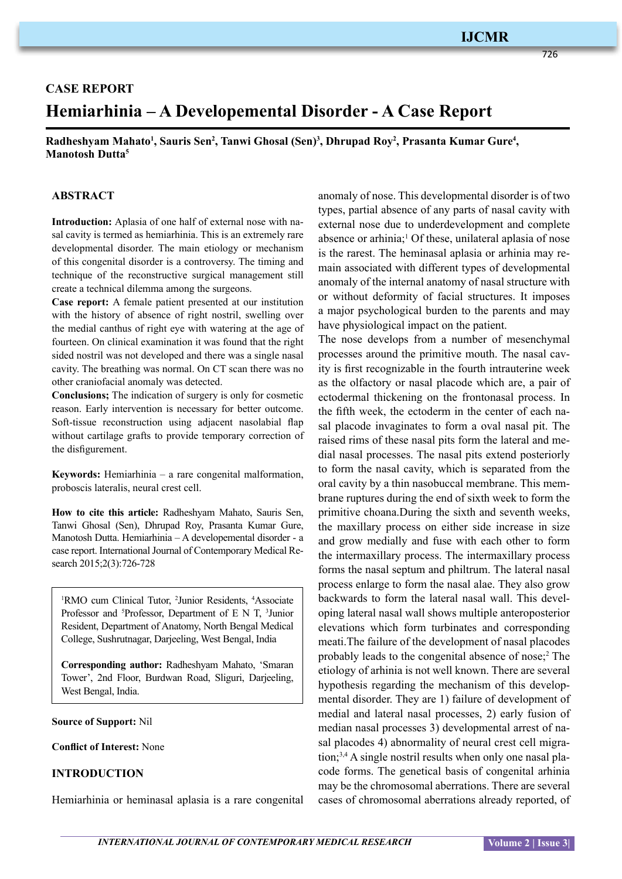CASE REPORT

# Hemiarhinia – A Developemental Disorder - A Case Report

**Radheshyam Mahato[1], Sauris Sen[2], Tanwi Ghosal (Sen)[3], Dhrupad Roy[2], Prasanta Kumar Gure[4], Manotosh Dutta[5]**

## ABSTRACT

**Introduction:** Aplasia of one half of external nose with nasal cavity is termed as hemiarhinia. This is an extremely rare developmental disorder. The main etiology or mechanism of this congenital disorder is a controversy. The timing and technique of the reconstructive surgical management still create a technical dilemma among the surgeons.

**Case report:** A female patient presented at our institution with the history of absence of right nostril, swelling over the medial canthus of right eye with watering at the age of fourteen. On clinical examination it was found that the right sided nostril was not developed and there was a single nasal cavity. The breathing was normal. On CT scan there was no other craniofacial anomaly was detected.

**Conclusions;** The indication of surgery is only for cosmetic reason. Early intervention is necessary for better outcome. Soft-tissue reconstruction using adjacent nasolabial flap without cartilage grafts to provide temporary correction of the disfigurement.

**Keywords:** Hemiarhinia – a rare congenital malformation, proboscis lateralis, neural crest cell.

**How to cite this article:** Radheshyam Mahato, Sauris Sen, Tanwi Ghosal (Sen), Dhrupad Roy, Prasanta Kumar Gure, Manotosh Dutta. Hemiarhinia – A developemental disorder - a case report. International Journal of Contemporary Medical Research 2015;2(3):726-728

[1]RMO cum Clinical Tutor, [2]Junior Residents, [4]Associate Professor and [5]Professor, Department of E N T, [3]Junior Resident, Department of Anatomy, North Bengal Medical College, Sushrutnagar, Darjeeling, West Bengal, India

**Corresponding author:** Radheshyam Mahato, 'Smaran Tower', 2nd Floor, Burdwan Road, Sliguri, Darjeeling, West Bengal, India.

**Source of Support:** Nil

**Conflict of Interest:** None

## INTRODUCTION

Hemiarhinia or heminasal aplasia is a rare congenital anomaly of nose. This developmental disorder is of two types, partial absence of any parts of nasal cavity with external nose due to underdevelopment and complete absence or arhinia;[1] Of these, unilateral aplasia of nose is the rarest. The heminasal aplasia or arhinia may remain associated with different types of developmental anomaly of the internal anatomy of nasal structure with or without deformity of facial structures. It imposes a major psychological burden to the parents and may have physiological impact on the patient.

The nose develops from a number of mesenchymal processes around the primitive mouth. The nasal cavity is first recognizable in the fourth intrauterine week as the olfactory or nasal placode which are, a pair of ectodermal thickening on the frontonasal process. In the fifth week, the ectoderm in the center of each nasal placode invaginates to form a oval nasal pit. The raised rims of these nasal pits form the lateral and medial nasal processes. The nasal pits extend posteriorly to form the nasal cavity, which is separated from the oral cavity by a thin nasobuccal membrane. This membrane ruptures during the end of sixth week to form the primitive choana.During the sixth and seventh weeks, the maxillary process on either side increase in size and grow medially and fuse with each other to form the intermaxillary process. The intermaxillary process forms the nasal septum and philtrum. The lateral nasal process enlarge to form the nasal alae. They also grow backwards to form the lateral nasal wall. This developing lateral nasal wall shows multiple anteroposterior elevations which form turbinates and corresponding meati.The failure of the development of nasal placodes probably leads to the congenital absence of nose;[2] The etiology of arhinia is not well known. There are several hypothesis regarding the mechanism of this developmental disorder. They are 1) failure of development of medial and lateral nasal processes, 2) early fusion of median nasal processes 3) developmental arrest of nasal placodes 4) abnormality of neural crest cell migration;[3,4] A single nostril results when only one nasal placode forms. The genetical basis of congenital arhinia may be the chromosomal aberrations. There are several cases of chromosomal aberrations already reported, of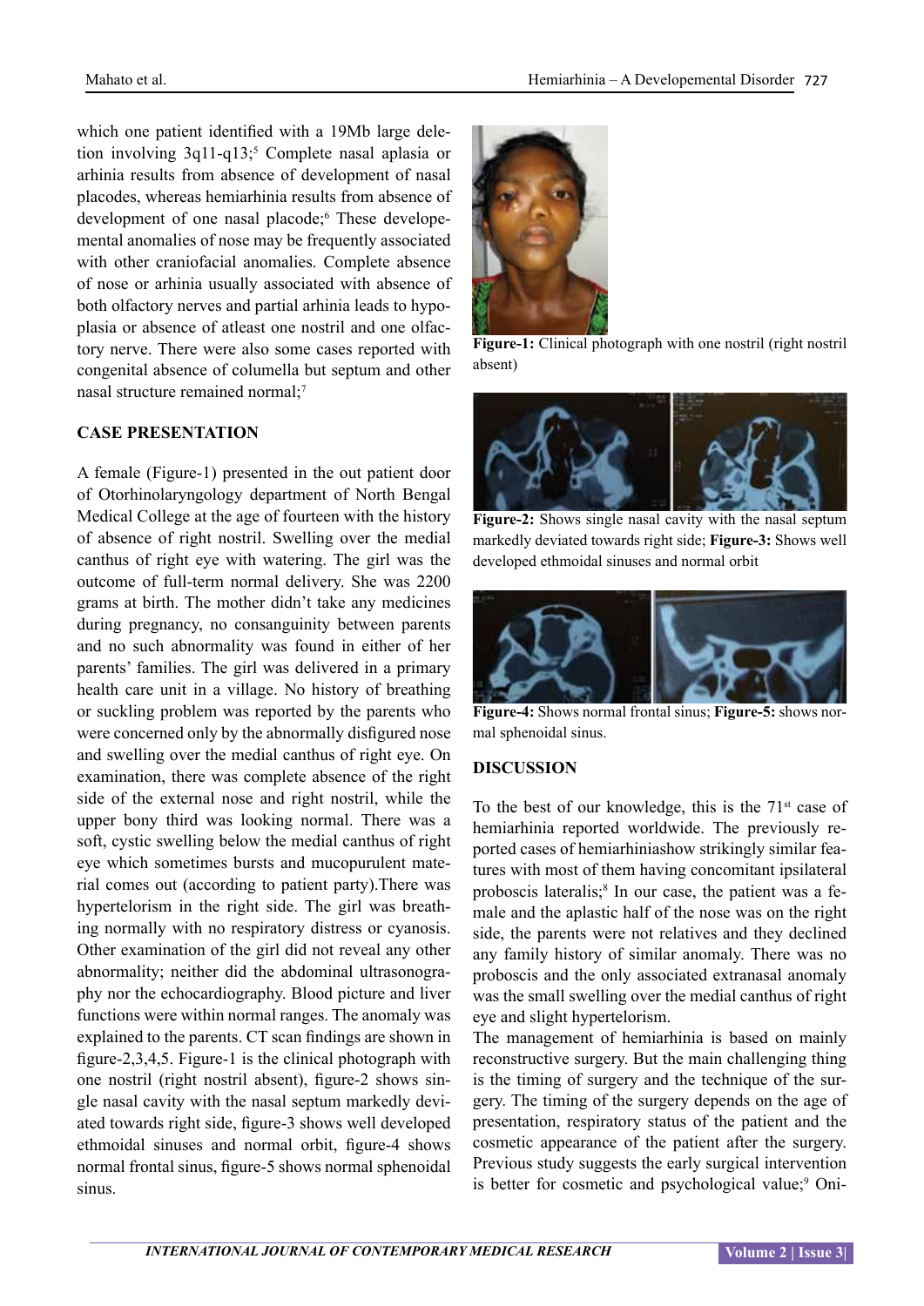which one patient identified with a 19Mb large deletion involving 3q11-q13;[5] Complete nasal aplasia or arhinia results from absence of development of nasal placodes, whereas hemiarhinia results from absence of development of one nasal placode;[6] These developemental anomalies of nose may be frequently associated with other craniofacial anomalies. Complete absence of nose or arhinia usually associated with absence of both olfactory nerves and partial arhinia leads to hypoplasia or absence of atleast one nostril and one olfactory nerve. There were also some cases reported with congenital absence of columella but septum and other nasal structure remained normal;[7]

## CASE PRESENTATION

A female (Figure-1) presented in the out patient door of Otorhinolaryngology department of North Bengal Medical College at the age of fourteen with the history of absence of right nostril. Swelling over the medial canthus of right eye with watering. The girl was the outcome of full-term normal delivery. She was 2200 grams at birth. The mother didn't take any medicines during pregnancy, no consanguinity between parents and no such abnormality was found in either of her parents' families. The girl was delivered in a primary health care unit in a village. No history of breathing or suckling problem was reported by the parents who were concerned only by the abnormally disfigured nose and swelling over the medial canthus of right eye. On examination, there was complete absence of the right side of the external nose and right nostril, while the upper bony third was looking normal. There was a soft, cystic swelling below the medial canthus of right eye which sometimes bursts and mucopurulent material comes out (according to patient party).There was hypertelorism in the right side. The girl was breathing normally with no respiratory distress or cyanosis. Other examination of the girl did not reveal any other abnormality; neither did the abdominal ultrasonography nor the echocardiography. Blood picture and liver functions were within normal ranges. The anomaly was explained to the parents. CT scan findings are shown in figure-2,3,4,5. Figure-1 is the clinical photograph with one nostril (right nostril absent), figure-2 shows single nasal cavity with the nasal septum markedly deviated towards right side, figure-3 shows well developed ethmoidal sinuses and normal orbit, figure-4 shows normal frontal sinus, figure-5 shows normal sphenoidal sinus.

**Figure-1:** Clinical photograph with one nostril (right nostril absent)

**Figure-2:** Shows single nasal cavity with the nasal septum markedly deviated towards right side; **Figure-3:** Shows well developed ethmoidal sinuses and normal orbit

**Figure-4:** Shows normal frontal sinus; **Figure-5:** shows normal sphenoidal sinus.

## DISCUSSION

To the best of our knowledge, this is the 71st case of hemiarhinia reported worldwide. The previously reported cases of hemiarhiniashow strikingly similar features with most of them having concomitant ipsilateral proboscis lateralis;[8] In our case, the patient was a female and the aplastic half of the nose was on the right side, the parents were not relatives and they declined any family history of similar anomaly. There was no proboscis and the only associated extranasal anomaly was the small swelling over the medial canthus of right eye and slight hypertelorism.

The management of hemiarhinia is based on mainly reconstructive surgery. But the main challenging thing is the timing of surgery and the technique of the surgery. The timing of the surgery depends on the age of presentation, respiratory status of the patient and the cosmetic appearance of the patient after the surgery. Previous study suggests the early surgical intervention is better for cosmetic and psychological value;[9] Oni-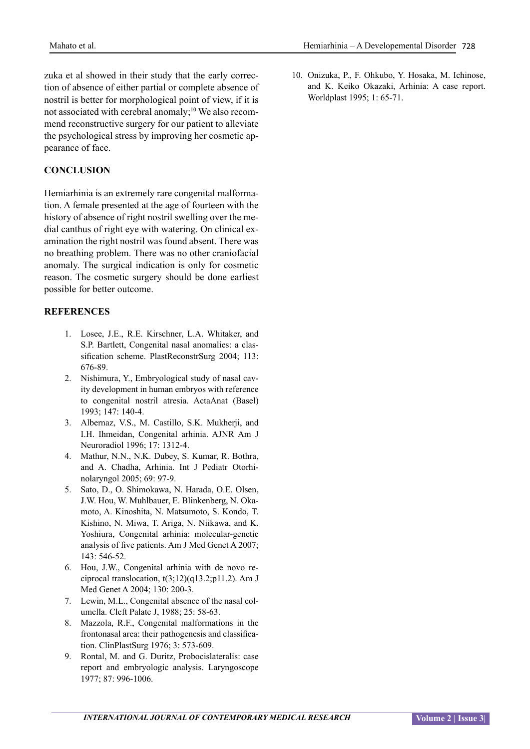zuka et al showed in their study that the early correction of absence of either partial or complete absence of nostril is better for morphological point of view, if it is not associated with cerebral anomaly;[10] We also recommend reconstructive surgery for our patient to alleviate the psychological stress by improving her cosmetic appearance of face.

## CONCLUSION

Hemiarhinia is an extremely rare congenital malformation. A female presented at the age of fourteen with the history of absence of right nostril swelling over the medial canthus of right eye with watering. On clinical examination the right nostril was found absent. There was no breathing problem. There was no other craniofacial anomaly. The surgical indication is only for cosmetic reason. The cosmetic surgery should be done earliest possible for better outcome.

## REFERENCES

1. Losee, J.E., R.E. Kirschner, L.A. Whitaker, and S.P. Bartlett, Congenital nasal anomalies: a classification scheme. PlastReconstrSurg 2004; 113: 676-89.
2. Nishimura, Y., Embryological study of nasal cavity development in human embryos with reference to congenital nostril atresia. ActaAnat (Basel) 1993; 147: 140-4.
3. Albernaz, V.S., M. Castillo, S.K. Mukherji, and I.H. Ihmeidan, Congenital arhinia. AJNR Am J Neuroradiol 1996; 17: 1312-4.
4. Mathur, N.N., N.K. Dubey, S. Kumar, R. Bothra, and A. Chadha, Arhinia. Int J Pediatr Otorhinolaryngol 2005; 69: 97-9.
5. Sato, D., O. Shimokawa, N. Harada, O.E. Olsen, J.W. Hou, W. Muhlbauer, E. Blinkenberg, N. Okamoto, A. Kinoshita, N. Matsumoto, S. Kondo, T. Kishino, N. Miwa, T. Ariga, N. Niikawa, and K. Yoshiura, Congenital arhinia: molecular-genetic analysis of five patients. Am J Med Genet A 2007; 143: 546-52.
6. Hou, J.W., Congenital arhinia with de novo reciprocal translocation, t(3;12)(q13.2;p11.2). Am J Med Genet A 2004; 130: 200-3.
7. Lewin, M.L., Congenital absence of the nasal columella. Cleft Palate J, 1988; 25: 58-63.
8. Mazzola, R.F., Congenital malformations in the frontonasal area: their pathogenesis and classification. ClinPlastSurg 1976; 3: 573-609.
9. Rontal, M. and G. Duritz, Probocislateralis: case report and embryologic analysis. Laryngoscope 1977; 87: 996-1006.
10. Onizuka, P., F. Ohkubo, Y. Hosaka, M. Ichinose, and K. Keiko Okazaki, Arhinia: A case report. Worldplast 1995; 1: 65-71.